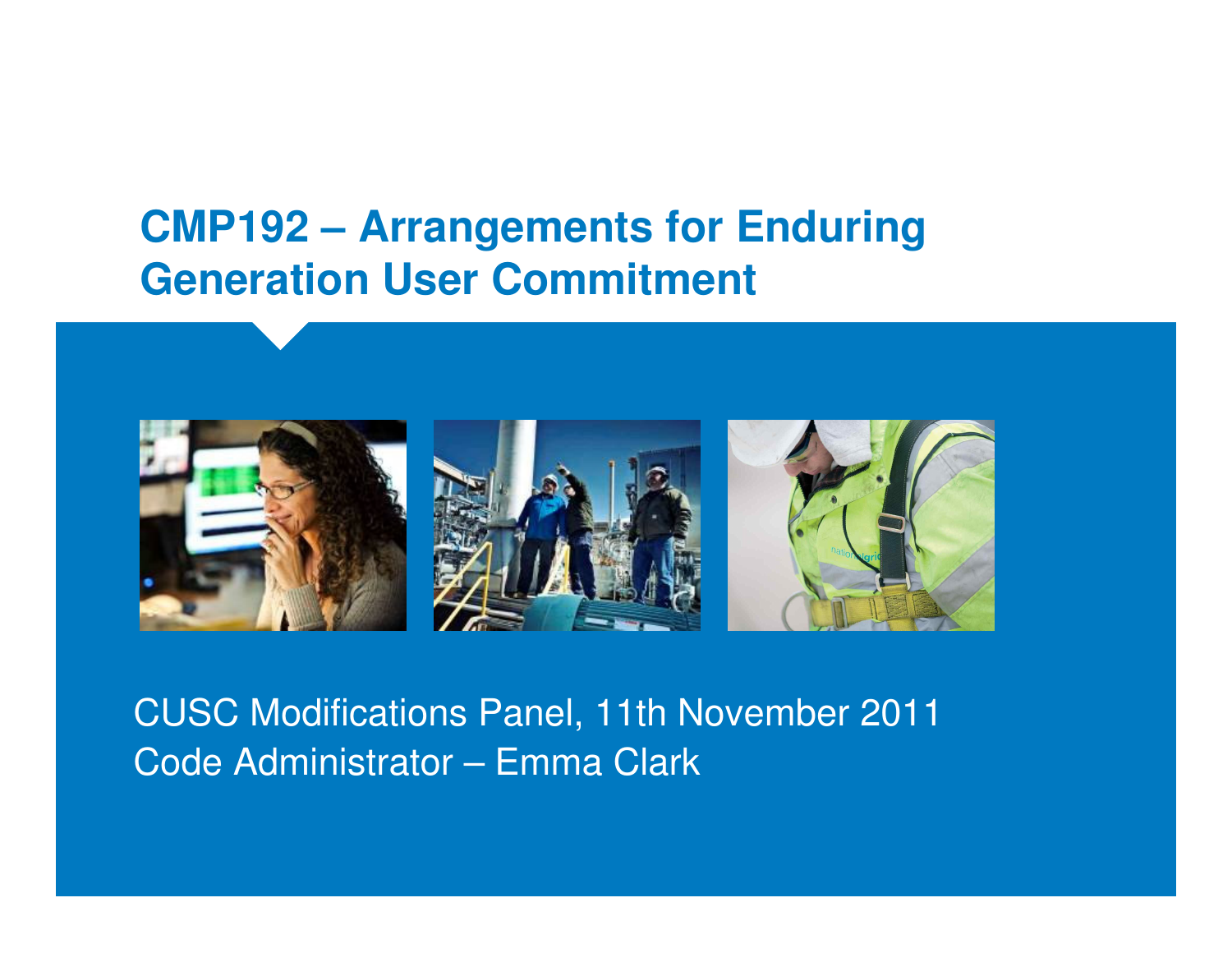# CMP192 – Arrangements for Enduring Generation User Commitment

CUSC Modifications Panel, 11th November 2011

Code Administrator – Emma Clark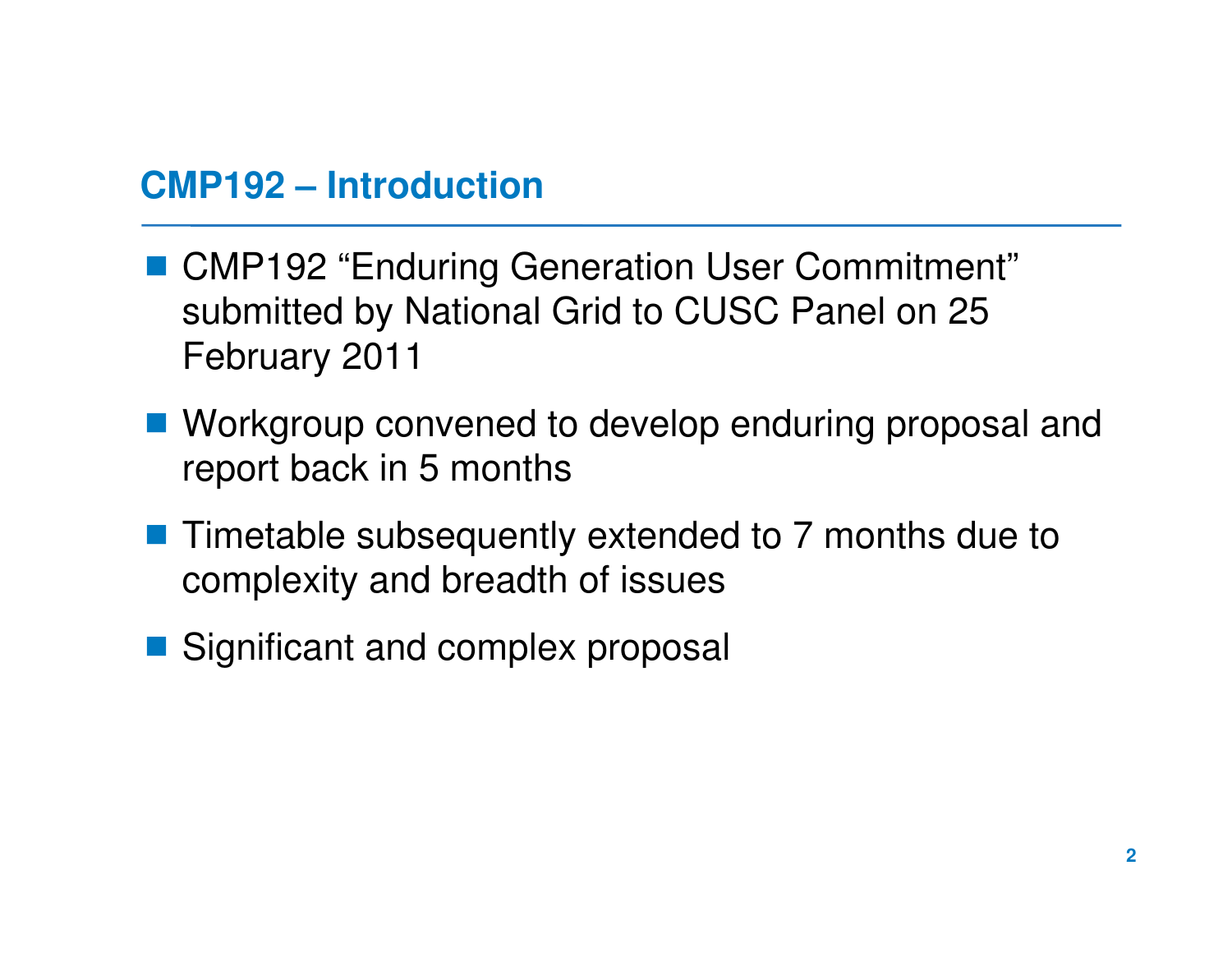## CMP192 – Introduction

- CMP192 "Enduring Generation User Commitment" submitted by National Grid to CUSC Panel on 25 February 2011
- Workgroup convened to develop enduring proposal and report back in 5 months
- Timetable subsequently extended to 7 months due to complexity and breadth of issues
- Significant and complex proposal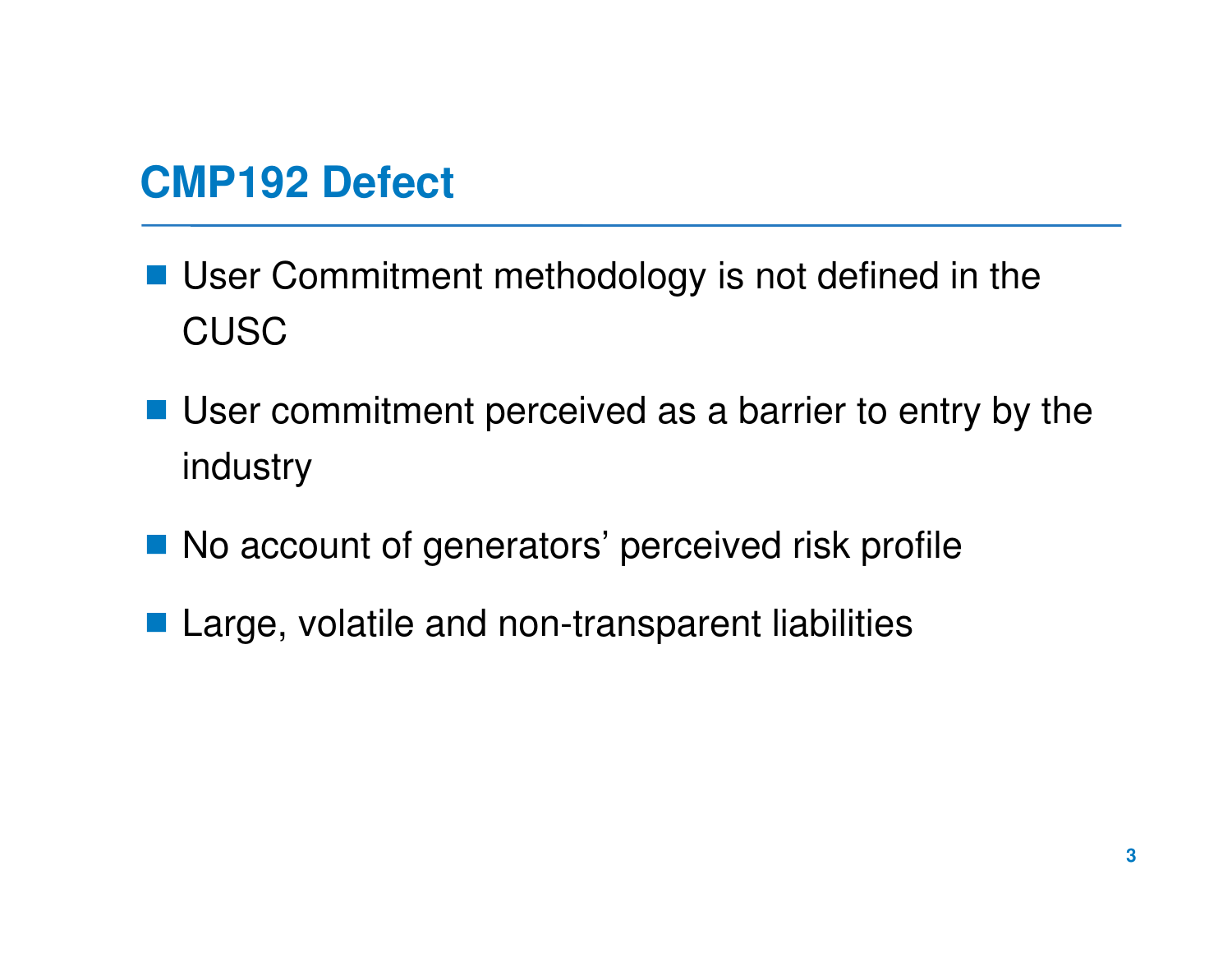# CMP192 Defect

- User Commitment methodology is not defined in the CUSC
- User commitment perceived as a barrier to entry by the industry
- No account of generators' perceived risk profile
- Large, volatile and non-transparent liabilities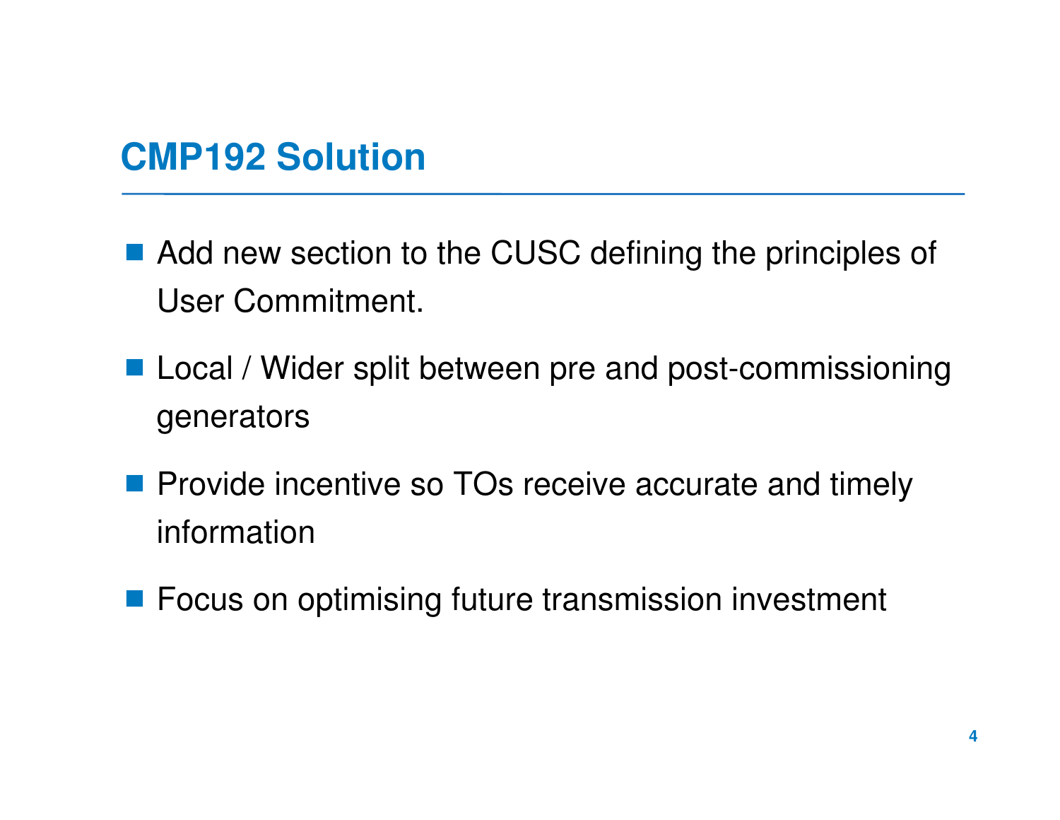# CMP192 Solution

- Add new section to the CUSC defining the principles of User Commitment.
- Local / Wider split between pre and post-commissioning generators
- Provide incentive so TOs receive accurate and timely information
- Focus on optimising future transmission investment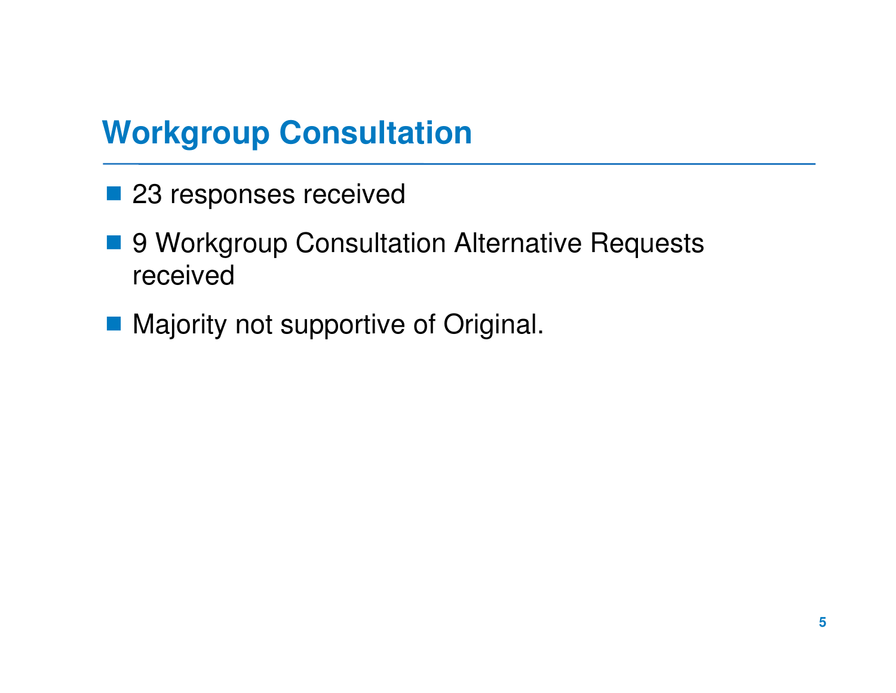# Workgroup Consultation

- 23 responses received
- 9 Workgroup Consultation Alternative Requests received
- Majority not supportive of Original.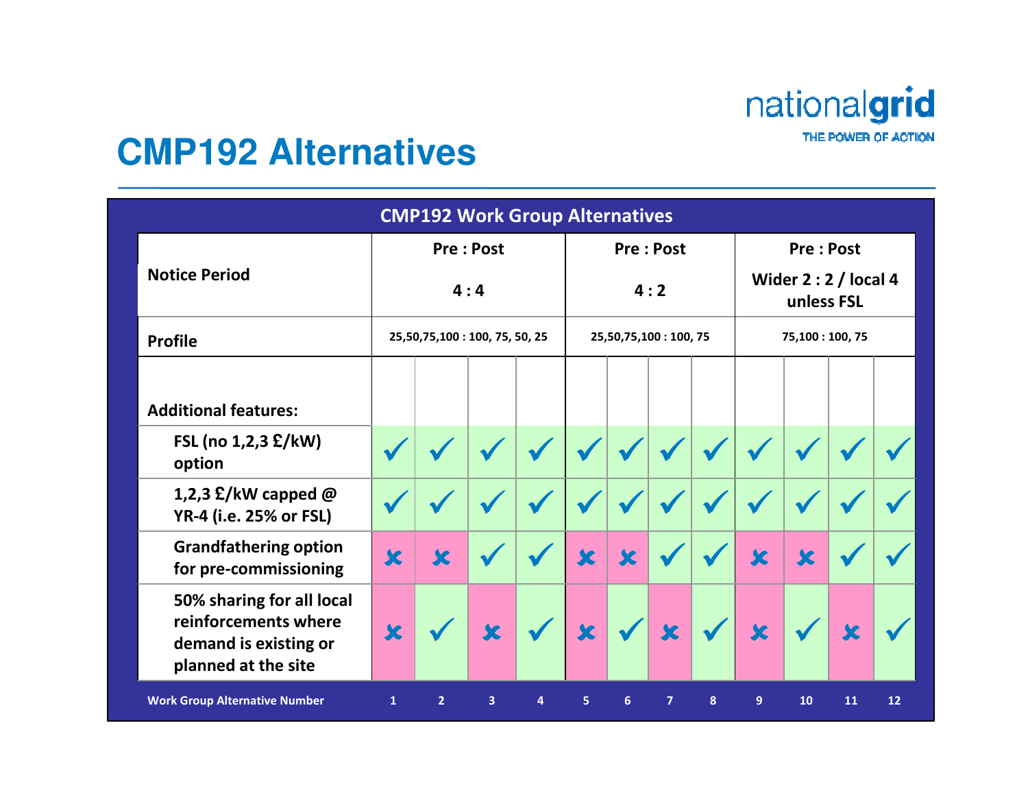# CMP192 Alternatives

**CMP192 Work Group Alternatives**

| Notice Period | Pre : Post 4 : 4 | | | | Pre : Post 4 : 2 | | | | Pre : Post Wider 2 : 2 / local 4 unless FSL | | | |
|---|---|---|---|---|---|---|---|---|---|---|---|---|
| Profile | 25,50,75,100 : 100, 75, 50, 25 | | | | 25,50,75,100 : 100, 75 | | | | 75,100 : 100, 75 | | | |
| **Additional features:** | | | | | | | | | | | | |
| FSL (no 1,2,3 £/kW) option | ✓ | ✓ | ✓ | ✓ | ✓ | ✓ | ✓ | ✓ | ✓ | ✓ | ✓ | ✓ |
| 1,2,3 £/kW capped @ YR-4 (i.e. 25% or FSL) | ✓ | ✓ | ✓ | ✓ | ✓ | ✓ | ✓ | ✓ | ✓ | ✓ | ✓ | ✓ |
| Grandfathering option for pre-commissioning | ✗ | ✗ | ✓ | ✓ | ✗ | ✗ | ✓ | ✓ | ✗ | ✗ | ✓ | ✓ |
| 50% sharing for all local reinforcements where demand is existing or planned at the site | ✗ | ✓ | ✗ | ✓ | ✗ | ✓ | ✗ | ✓ | ✗ | ✓ | ✗ | ✓ |
| Work Group Alternative Number | 1 | 2 | 3 | 4 | 5 | 6 | 7 | 8 | 9 | 10 | 11 | 12 |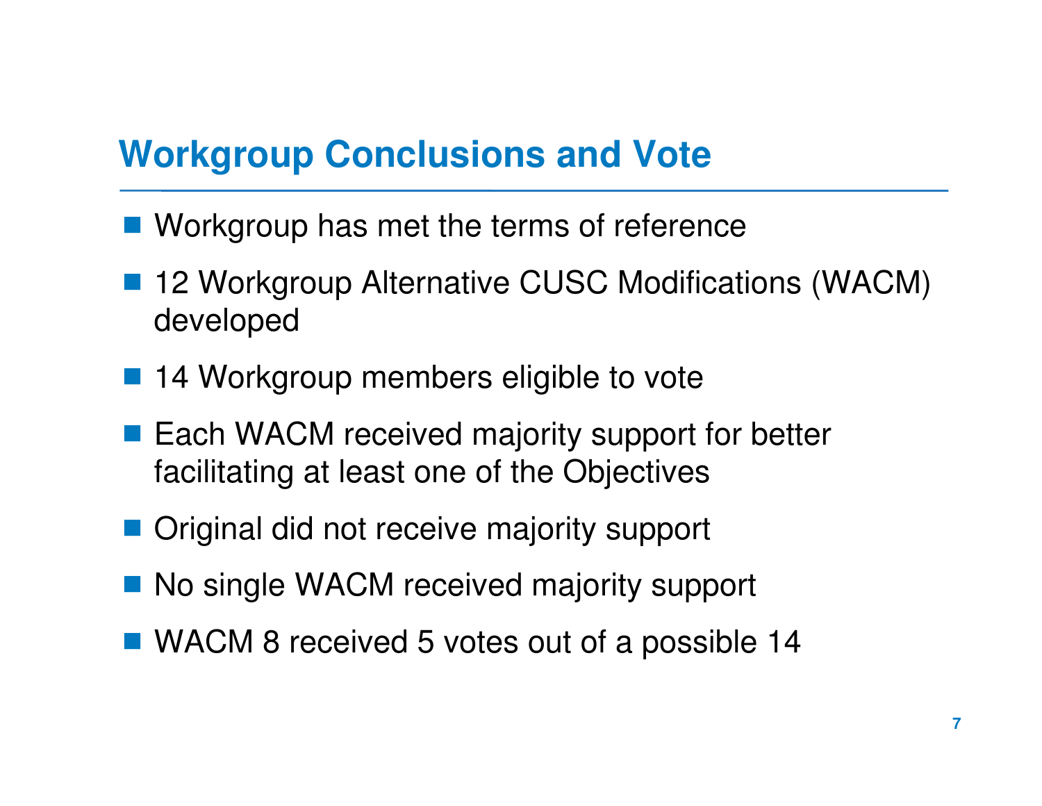## Workgroup Conclusions and Vote

- Workgroup has met the terms of reference
- 12 Workgroup Alternative CUSC Modifications (WACM) developed
- 14 Workgroup members eligible to vote
- Each WACM received majority support for better facilitating at least one of the Objectives
- Original did not receive majority support
- No single WACM received majority support
- WACM 8 received 5 votes out of a possible 14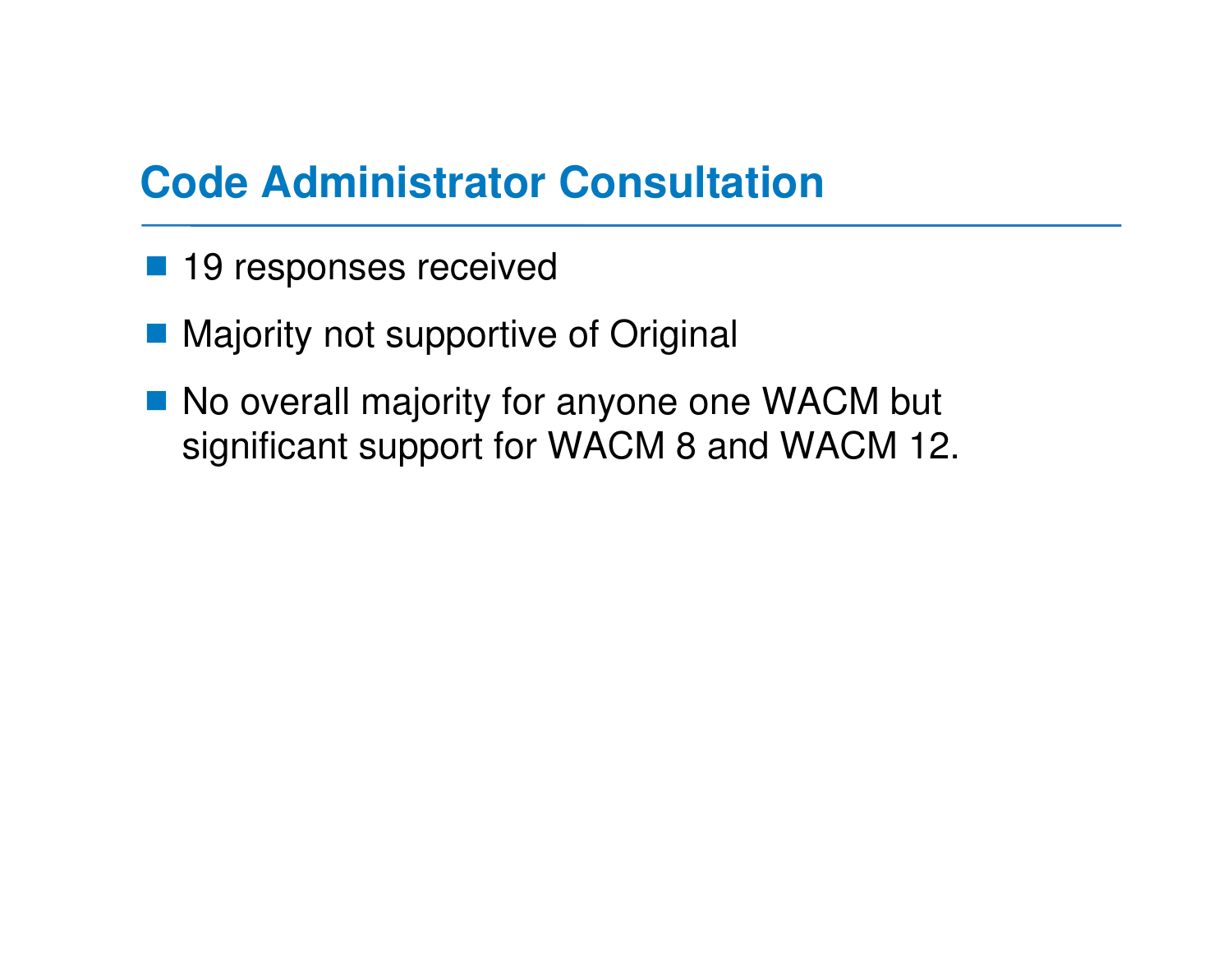## Code Administrator Consultation

- 19 responses received
- Majority not supportive of Original
- No overall majority for anyone one WACM but significant support for WACM 8 and WACM 12.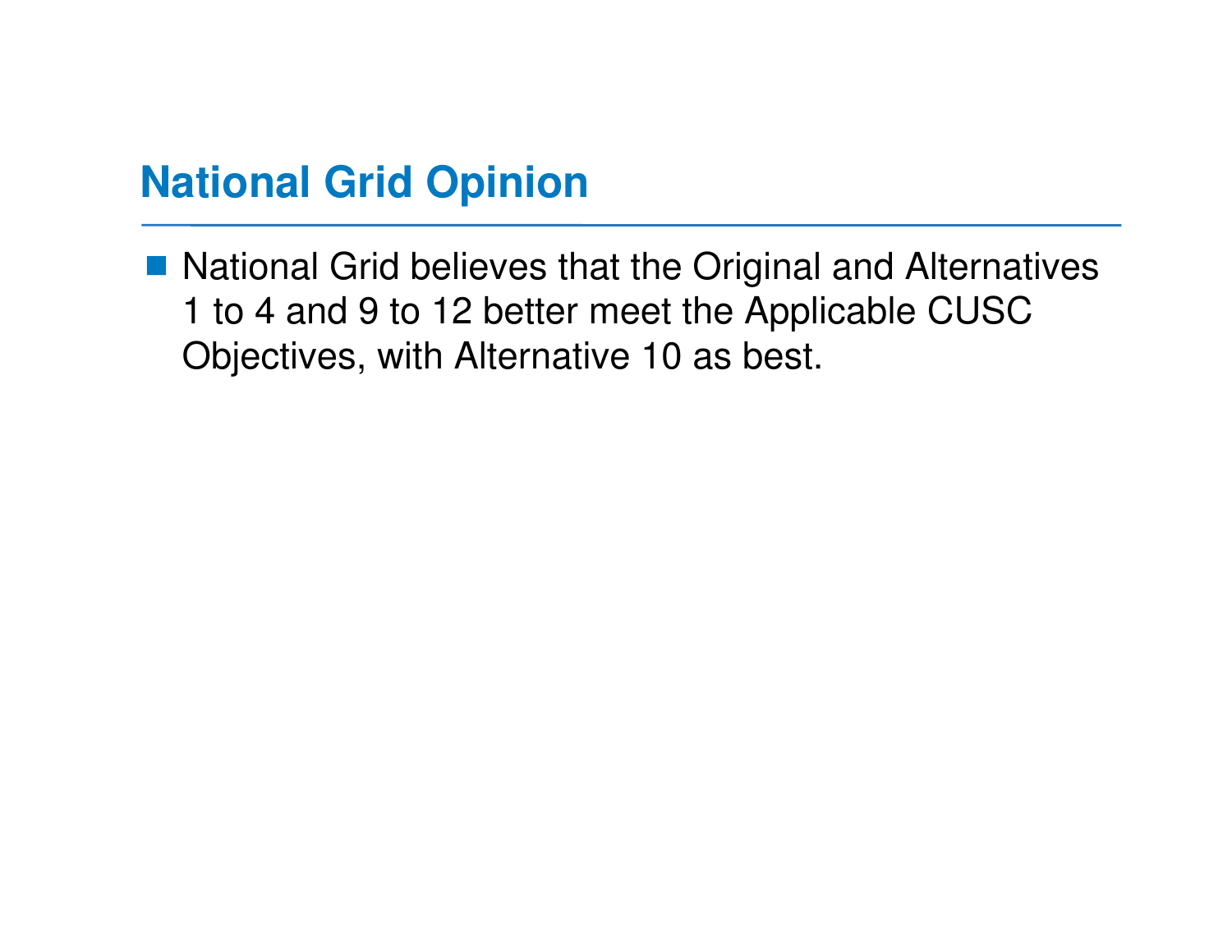## National Grid Opinion

- National Grid believes that the Original and Alternatives 1 to 4 and 9 to 12 better meet the Applicable CUSC Objectives, with Alternative 10 as best.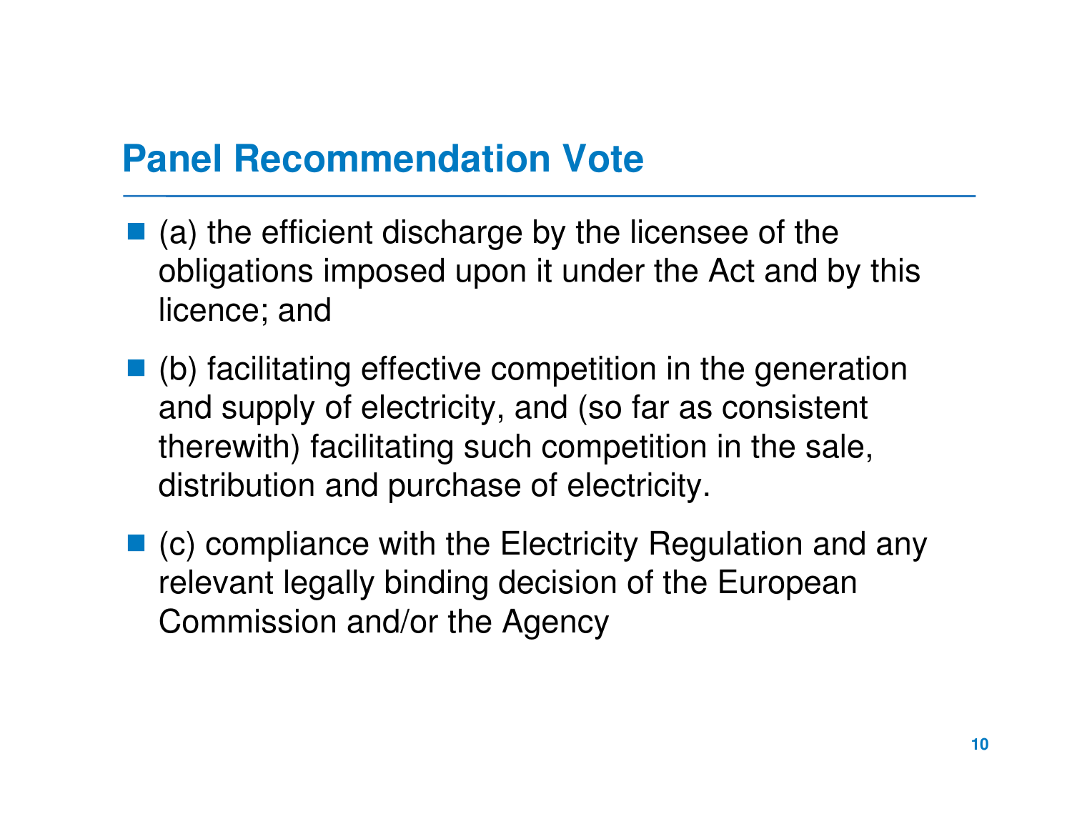## Panel Recommendation Vote

- (a) the efficient discharge by the licensee of the obligations imposed upon it under the Act and by this licence; and
- (b) facilitating effective competition in the generation and supply of electricity, and (so far as consistent therewith) facilitating such competition in the sale, distribution and purchase of electricity.
- (c) compliance with the Electricity Regulation and any relevant legally binding decision of the European Commission and/or the Agency